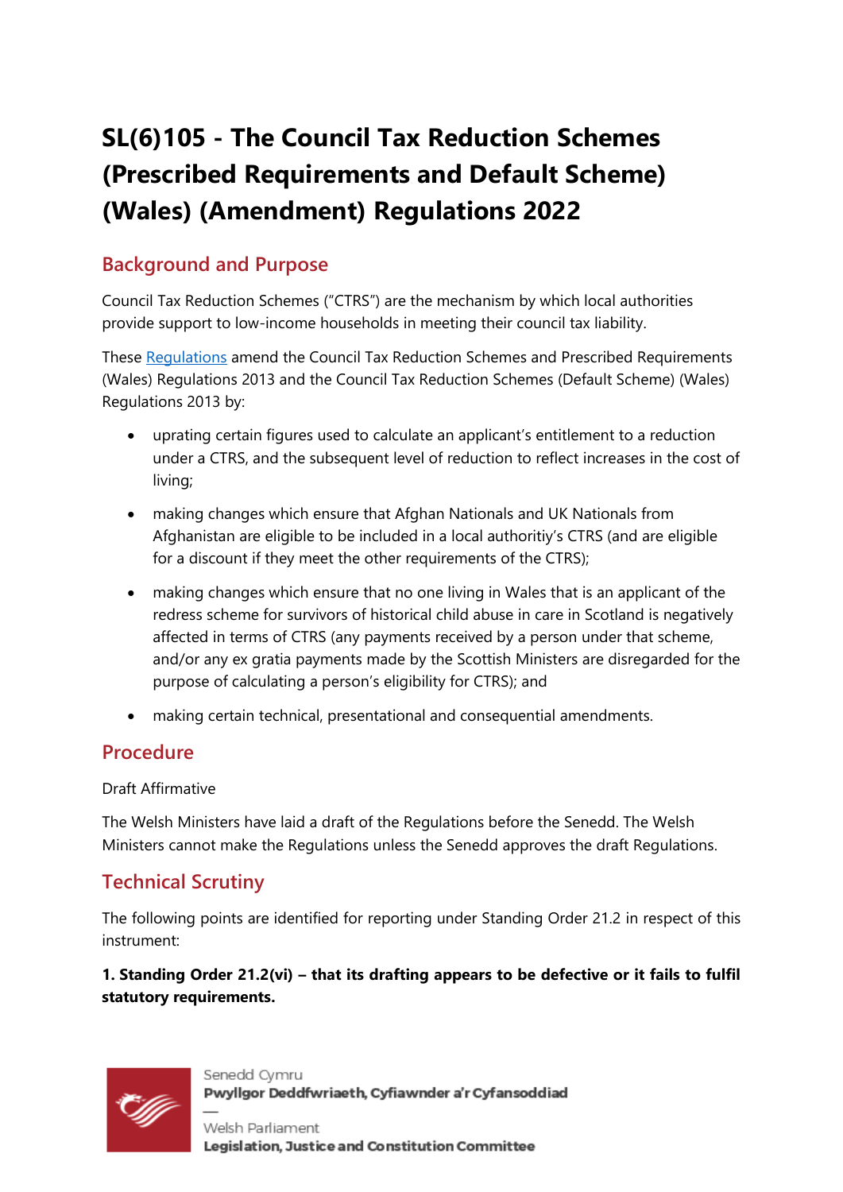# SL(6)105 - The Council Tax Reduction Schemes (Prescribed Requirements and Default Scheme) (Wales) (Amendment) Regulations 2022

## Background and Purpose

Council Tax Reduction Schemes ("CTRS") are the mechanism by which local authorities provide support to low-income households in meeting their council tax liability.

These [Regulations](#) amend the Council Tax Reduction Schemes and Prescribed Requirements (Wales) Regulations 2013 and the Council Tax Reduction Schemes (Default Scheme) (Wales) Regulations 2013 by:

- uprating certain figures used to calculate an applicant's entitlement to a reduction under a CTRS, and the subsequent level of reduction to reflect increases in the cost of living;
- making changes which ensure that Afghan Nationals and UK Nationals from Afghanistan are eligible to be included in a local authoritiy's CTRS (and are eligible for a discount if they meet the other requirements of the CTRS);
- making changes which ensure that no one living in Wales that is an applicant of the redress scheme for survivors of historical child abuse in care in Scotland is negatively affected in terms of CTRS (any payments received by a person under that scheme, and/or any ex gratia payments made by the Scottish Ministers are disregarded for the purpose of calculating a person's eligibility for CTRS); and
- making certain technical, presentational and consequential amendments.

## Procedure

Draft Affirmative

The Welsh Ministers have laid a draft of the Regulations before the Senedd. The Welsh Ministers cannot make the Regulations unless the Senedd approves the draft Regulations.

## Technical Scrutiny

The following points are identified for reporting under Standing Order 21.2 in respect of this instrument:

**1. Standing Order 21.2(vi) – that its drafting appears to be defective or it fails to fulfil statutory requirements.**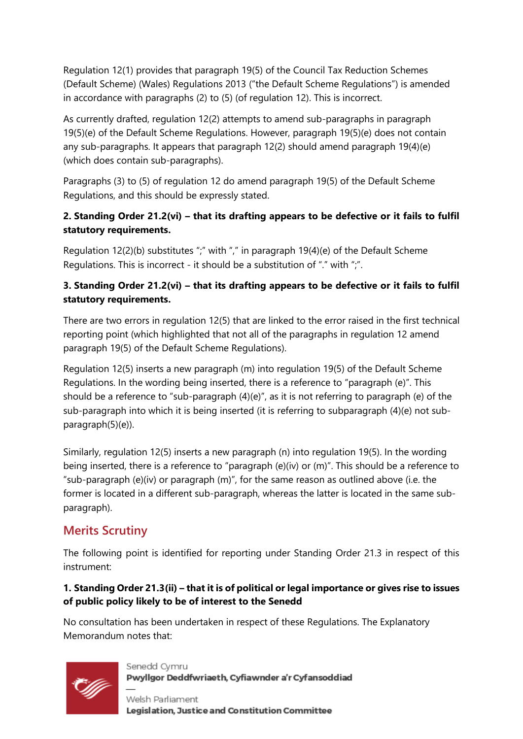Regulation 12(1) provides that paragraph 19(5) of the Council Tax Reduction Schemes (Default Scheme) (Wales) Regulations 2013 ("the Default Scheme Regulations") is amended in accordance with paragraphs (2) to (5) (of regulation 12). This is incorrect.

As currently drafted, regulation 12(2) attempts to amend sub-paragraphs in paragraph 19(5)(e) of the Default Scheme Regulations. However, paragraph 19(5)(e) does not contain any sub-paragraphs. It appears that paragraph 12(2) should amend paragraph 19(4)(e) (which does contain sub-paragraphs).

Paragraphs (3) to (5) of regulation 12 do amend paragraph 19(5) of the Default Scheme Regulations, and this should be expressly stated.

**2. Standing Order 21.2(vi) – that its drafting appears to be defective or it fails to fulfil statutory requirements.**

Regulation 12(2)(b) substitutes ";" with "," in paragraph 19(4)(e) of the Default Scheme Regulations. This is incorrect - it should be a substitution of "." with ";".

**3. Standing Order 21.2(vi) – that its drafting appears to be defective or it fails to fulfil statutory requirements.**

There are two errors in regulation 12(5) that are linked to the error raised in the first technical reporting point (which highlighted that not all of the paragraphs in regulation 12 amend paragraph 19(5) of the Default Scheme Regulations).

Regulation 12(5) inserts a new paragraph (m) into regulation 19(5) of the Default Scheme Regulations. In the wording being inserted, there is a reference to "paragraph (e)". This should be a reference to "sub-paragraph (4)(e)", as it is not referring to paragraph (e) of the sub-paragraph into which it is being inserted (it is referring to subparagraph (4)(e) not sub-paragraph(5)(e)).

Similarly, regulation 12(5) inserts a new paragraph (n) into regulation 19(5). In the wording being inserted, there is a reference to "paragraph (e)(iv) or (m)". This should be a reference to "sub-paragraph (e)(iv) or paragraph (m)", for the same reason as outlined above (i.e. the former is located in a different sub-paragraph, whereas the latter is located in the same sub-paragraph).

## Merits Scrutiny

The following point is identified for reporting under Standing Order 21.3 in respect of this instrument:

**1. Standing Order 21.3(ii) – that it is of political or legal importance or gives rise to issues of public policy likely to be of interest to the Senedd**

No consultation has been undertaken in respect of these Regulations. The Explanatory Memorandum notes that: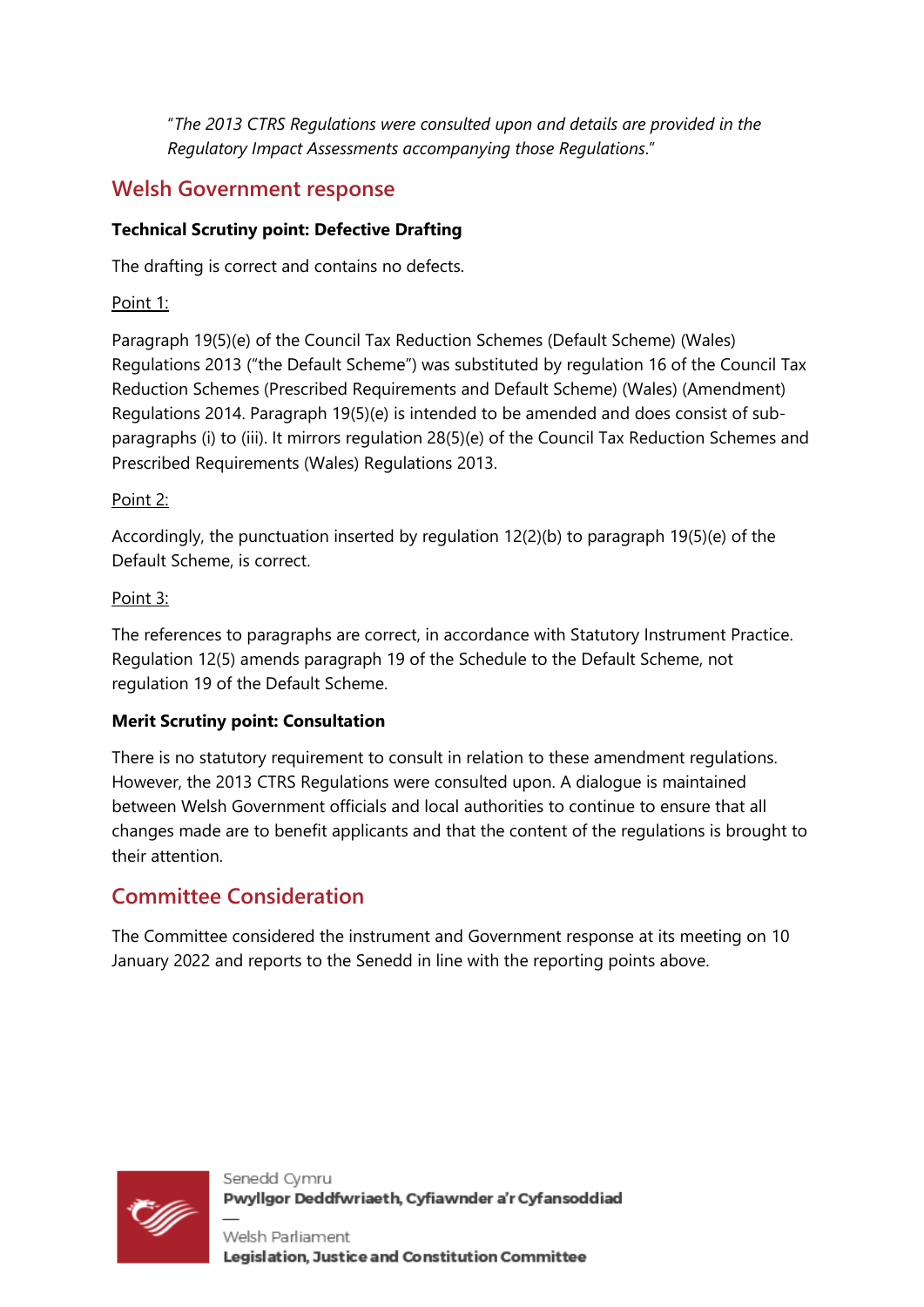"*The 2013 CTRS Regulations were consulted upon and details are provided in the Regulatory Impact Assessments accompanying those Regulations*."

## Welsh Government response

**Technical Scrutiny point: Defective Drafting**

The drafting is correct and contains no defects.

Point 1:

Paragraph 19(5)(e) of the Council Tax Reduction Schemes (Default Scheme) (Wales) Regulations 2013 ("the Default Scheme") was substituted by regulation 16 of the Council Tax Reduction Schemes (Prescribed Requirements and Default Scheme) (Wales) (Amendment) Regulations 2014. Paragraph 19(5)(e) is intended to be amended and does consist of sub-paragraphs (i) to (iii). It mirrors regulation 28(5)(e) of the Council Tax Reduction Schemes and Prescribed Requirements (Wales) Regulations 2013.

Point 2:

Accordingly, the punctuation inserted by regulation 12(2)(b) to paragraph 19(5)(e) of the Default Scheme, is correct.

Point 3:

The references to paragraphs are correct, in accordance with Statutory Instrument Practice. Regulation 12(5) amends paragraph 19 of the Schedule to the Default Scheme, not regulation 19 of the Default Scheme.

**Merit Scrutiny point: Consultation**

There is no statutory requirement to consult in relation to these amendment regulations. However, the 2013 CTRS Regulations were consulted upon. A dialogue is maintained between Welsh Government officials and local authorities to continue to ensure that all changes made are to benefit applicants and that the content of the regulations is brought to their attention.

## Committee Consideration

The Committee considered the instrument and Government response at its meeting on 10 January 2022 and reports to the Senedd in line with the reporting points above.